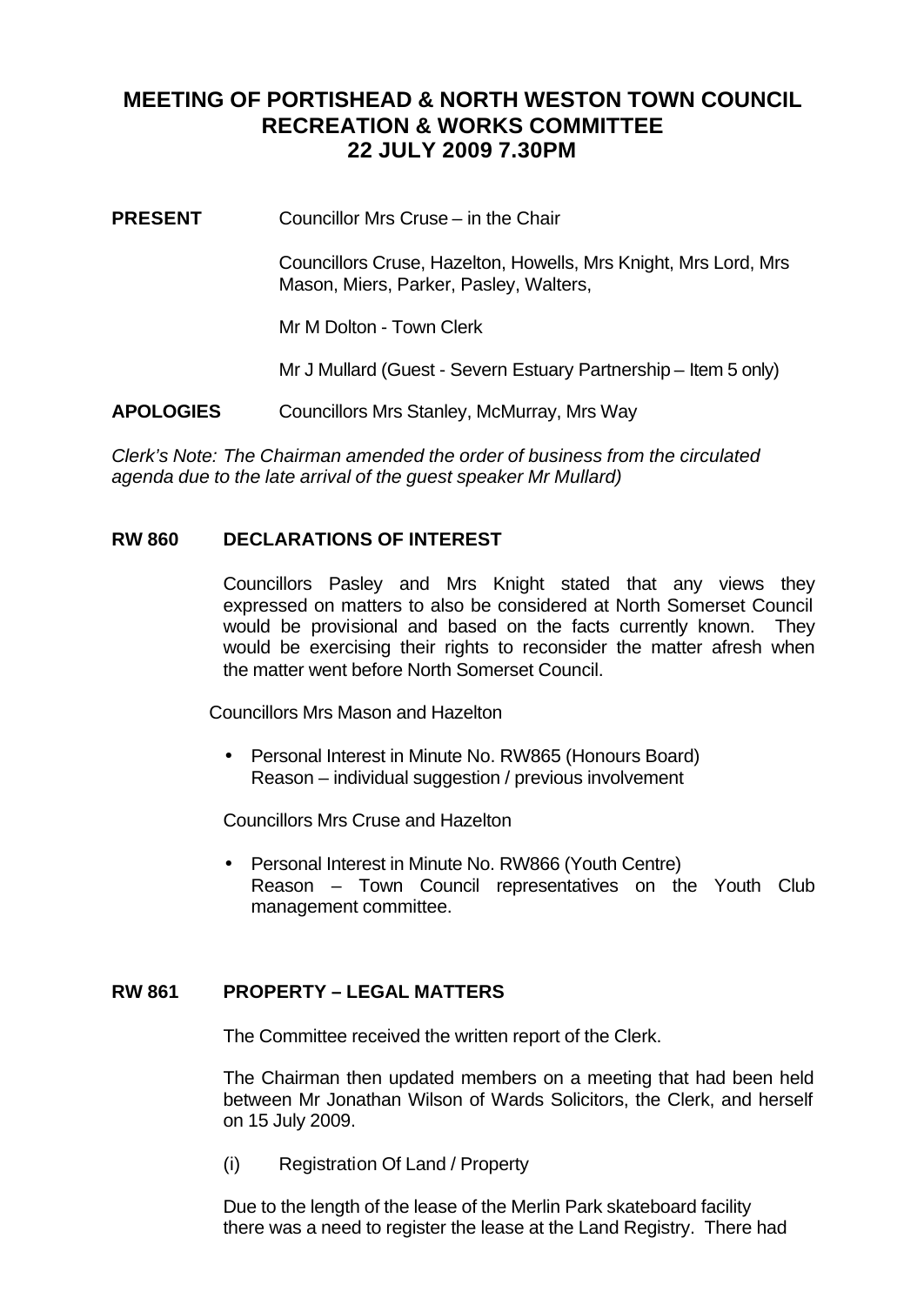# MEETING OF PORTISHEAD & NORTH WESTON TOWN COUNCIL RECREATION & WORKS COMMITTEE 22 JULY 2009 7.30PM

**PRESENT** Councillor Mrs Cruse – in the Chair

Councillors Cruse, Hazelton, Howells, Mrs Knight, Mrs Lord, Mrs Mason, Miers, Parker, Pasley, Walters,

Mr M Dolton - Town Clerk

Mr J Mullard (Guest - Severn Estuary Partnership – Item 5 only)

**APOLOGIES** Councillors Mrs Stanley, McMurray, Mrs Way

*Clerk's Note: The Chairman amended the order of business from the circulated agenda due to the late arrival of the guest speaker Mr Mullard)*

## RW 860 DECLARATIONS OF INTEREST

Councillors Pasley and Mrs Knight stated that any views they expressed on matters to also be considered at North Somerset Council would be provisional and based on the facts currently known. They would be exercising their rights to reconsider the matter afresh when the matter went before North Somerset Council.

Councillors Mrs Mason and Hazelton

- Personal Interest in Minute No. RW865 (Honours Board)
  Reason – individual suggestion / previous involvement

Councillors Mrs Cruse and Hazelton

- Personal Interest in Minute No. RW866 (Youth Centre)
  Reason – Town Council representatives on the Youth Club management committee.

## RW 861 PROPERTY – LEGAL MATTERS

The Committee received the written report of the Clerk.

The Chairman then updated members on a meeting that had been held between Mr Jonathan Wilson of Wards Solicitors, the Clerk, and herself on 15 July 2009.

(i) Registration Of Land / Property

Due to the length of the lease of the Merlin Park skateboard facility there was a need to register the lease at the Land Registry. There had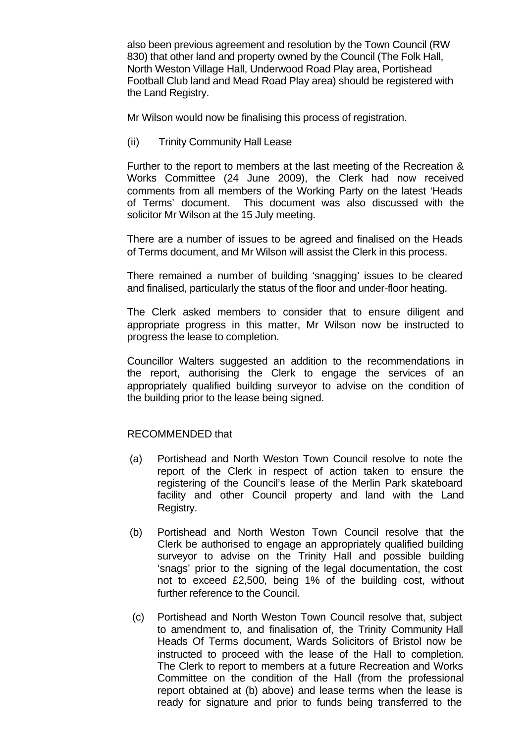also been previous agreement and resolution by the Town Council (RW 830) that other land and property owned by the Council (The Folk Hall, North Weston Village Hall, Underwood Road Play area, Portishead Football Club land and Mead Road Play area) should be registered with the Land Registry.

Mr Wilson would now be finalising this process of registration.

(ii) Trinity Community Hall Lease

Further to the report to members at the last meeting of the Recreation & Works Committee (24 June 2009), the Clerk had now received comments from all members of the Working Party on the latest 'Heads of Terms' document. This document was also discussed with the solicitor Mr Wilson at the 15 July meeting.

There are a number of issues to be agreed and finalised on the Heads of Terms document, and Mr Wilson will assist the Clerk in this process.

There remained a number of building 'snagging' issues to be cleared and finalised, particularly the status of the floor and under-floor heating.

The Clerk asked members to consider that to ensure diligent and appropriate progress in this matter, Mr Wilson now be instructed to progress the lease to completion.

Councillor Walters suggested an addition to the recommendations in the report, authorising the Clerk to engage the services of an appropriately qualified building surveyor to advise on the condition of the building prior to the lease being signed.

RECOMMENDED that

(a) Portishead and North Weston Town Council resolve to note the report of the Clerk in respect of action taken to ensure the registering of the Council's lease of the Merlin Park skateboard facility and other Council property and land with the Land Registry.

(b) Portishead and North Weston Town Council resolve that the Clerk be authorised to engage an appropriately qualified building surveyor to advise on the Trinity Hall and possible building 'snags' prior to the signing of the legal documentation, the cost not to exceed £2,500, being 1% of the building cost, without further reference to the Council.

(c) Portishead and North Weston Town Council resolve that, subject to amendment to, and finalisation of, the Trinity Community Hall Heads Of Terms document, Wards Solicitors of Bristol now be instructed to proceed with the lease of the Hall to completion. The Clerk to report to members at a future Recreation and Works Committee on the condition of the Hall (from the professional report obtained at (b) above) and lease terms when the lease is ready for signature and prior to funds being transferred to the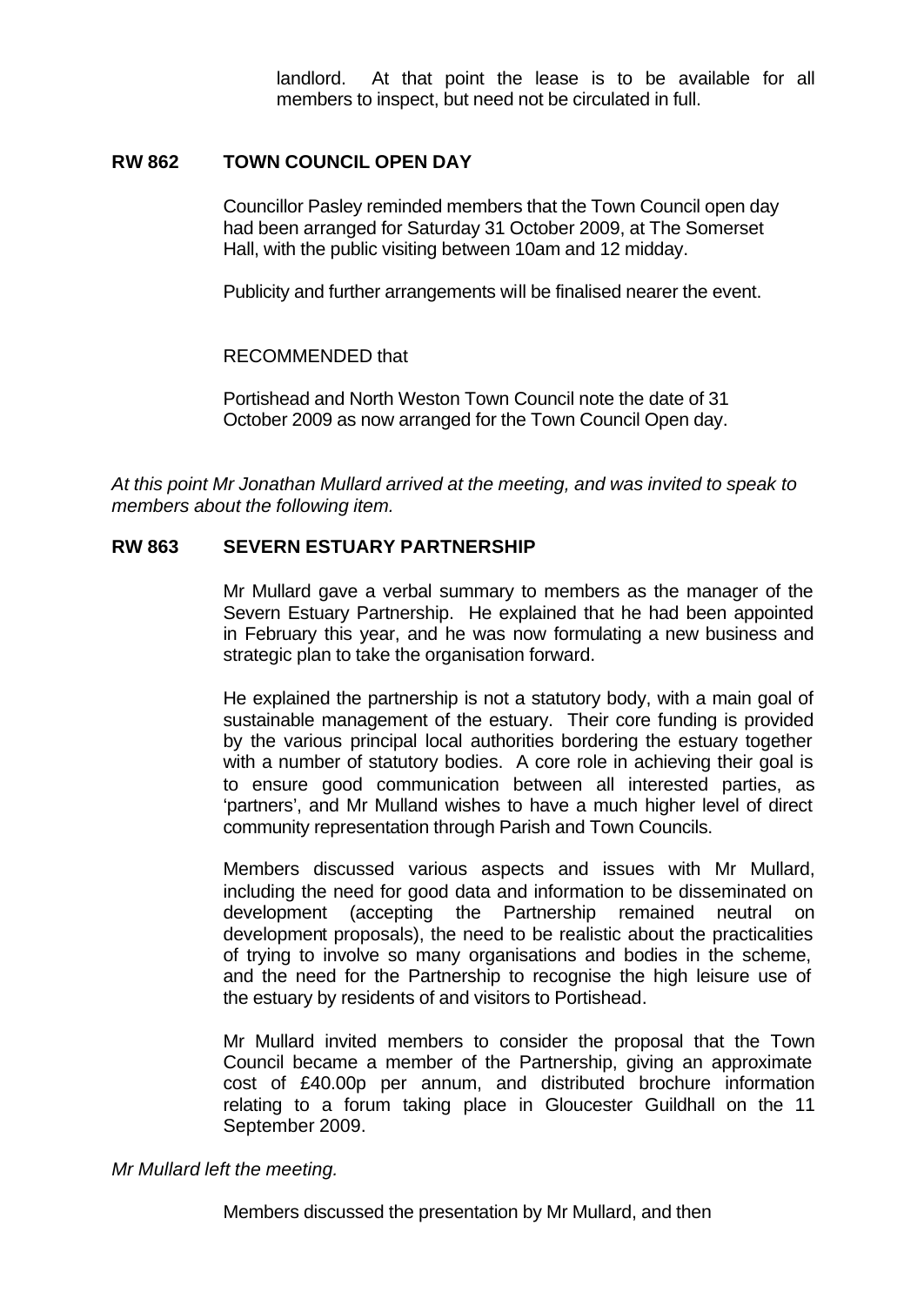landlord. At that point the lease is to be available for all members to inspect, but need not be circulated in full.

## RW 862 TOWN COUNCIL OPEN DAY

Councillor Pasley reminded members that the Town Council open day had been arranged for Saturday 31 October 2009, at The Somerset Hall, with the public visiting between 10am and 12 midday.

Publicity and further arrangements will be finalised nearer the event.

RECOMMENDED that

Portishead and North Weston Town Council note the date of 31 October 2009 as now arranged for the Town Council Open day.

*At this point Mr Jonathan Mullard arrived at the meeting, and was invited to speak to members about the following item.*

## RW 863 SEVERN ESTUARY PARTNERSHIP

Mr Mullard gave a verbal summary to members as the manager of the Severn Estuary Partnership. He explained that he had been appointed in February this year, and he was now formulating a new business and strategic plan to take the organisation forward.

He explained the partnership is not a statutory body, with a main goal of sustainable management of the estuary. Their core funding is provided by the various principal local authorities bordering the estuary together with a number of statutory bodies. A core role in achieving their goal is to ensure good communication between all interested parties, as 'partners', and Mr Mulland wishes to have a much higher level of direct community representation through Parish and Town Councils.

Members discussed various aspects and issues with Mr Mullard, including the need for good data and information to be disseminated on development (accepting the Partnership remained neutral on development proposals), the need to be realistic about the practicalities of trying to involve so many organisations and bodies in the scheme, and the need for the Partnership to recognise the high leisure use of the estuary by residents of and visitors to Portishead.

Mr Mullard invited members to consider the proposal that the Town Council became a member of the Partnership, giving an approximate cost of £40.00p per annum, and distributed brochure information relating to a forum taking place in Gloucester Guildhall on the 11 September 2009.

*Mr Mullard left the meeting.*

Members discussed the presentation by Mr Mullard, and then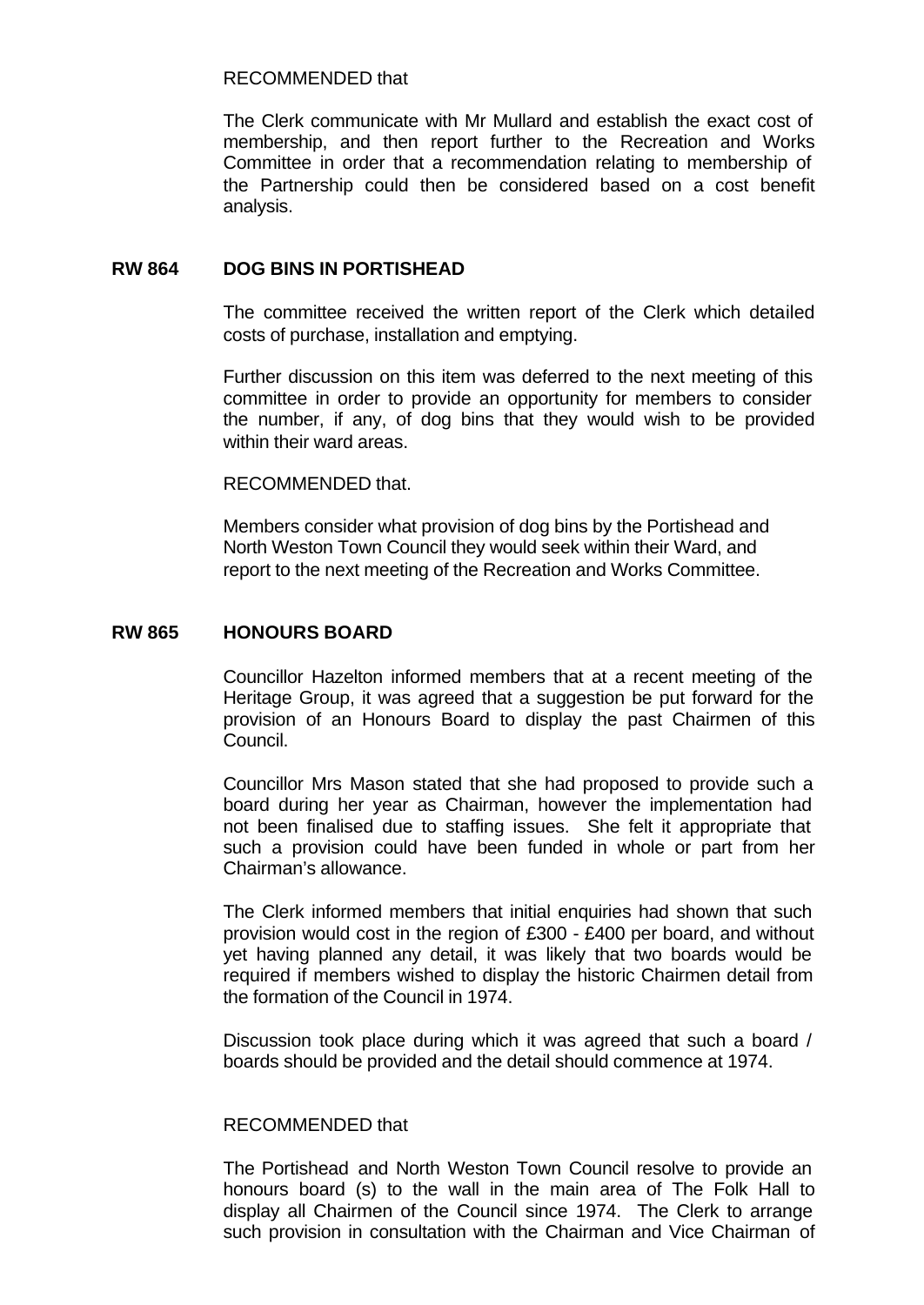RECOMMENDED that

The Clerk communicate with Mr Mullard and establish the exact cost of membership, and then report further to the Recreation and Works Committee in order that a recommendation relating to membership of the Partnership could then be considered based on a cost benefit analysis.

## RW 864 DOG BINS IN PORTISHEAD

The committee received the written report of the Clerk which detailed costs of purchase, installation and emptying.

Further discussion on this item was deferred to the next meeting of this committee in order to provide an opportunity for members to consider the number, if any, of dog bins that they would wish to be provided within their ward areas.

RECOMMENDED that.

Members consider what provision of dog bins by the Portishead and North Weston Town Council they would seek within their Ward, and report to the next meeting of the Recreation and Works Committee.

## RW 865 HONOURS BOARD

Councillor Hazelton informed members that at a recent meeting of the Heritage Group, it was agreed that a suggestion be put forward for the provision of an Honours Board to display the past Chairmen of this Council.

Councillor Mrs Mason stated that she had proposed to provide such a board during her year as Chairman, however the implementation had not been finalised due to staffing issues. She felt it appropriate that such a provision could have been funded in whole or part from her Chairman's allowance.

The Clerk informed members that initial enquiries had shown that such provision would cost in the region of £300 - £400 per board, and without yet having planned any detail, it was likely that two boards would be required if members wished to display the historic Chairmen detail from the formation of the Council in 1974.

Discussion took place during which it was agreed that such a board / boards should be provided and the detail should commence at 1974.

RECOMMENDED that

The Portishead and North Weston Town Council resolve to provide an honours board (s) to the wall in the main area of The Folk Hall to display all Chairmen of the Council since 1974. The Clerk to arrange such provision in consultation with the Chairman and Vice Chairman of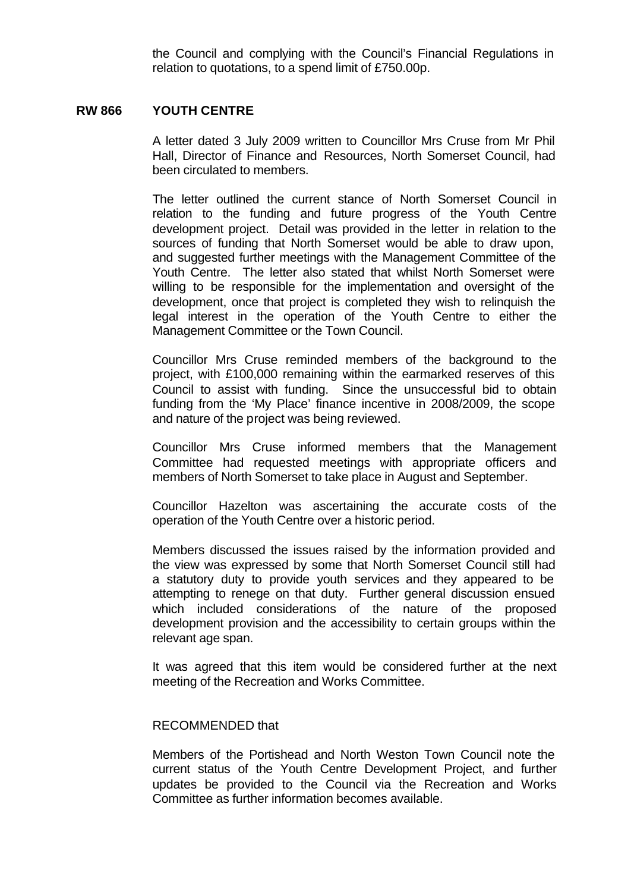the Council and complying with the Council's Financial Regulations in relation to quotations, to a spend limit of £750.00p.

## RW 866 YOUTH CENTRE

A letter dated 3 July 2009 written to Councillor Mrs Cruse from Mr Phil Hall, Director of Finance and Resources, North Somerset Council, had been circulated to members.

The letter outlined the current stance of North Somerset Council in relation to the funding and future progress of the Youth Centre development project. Detail was provided in the letter in relation to the sources of funding that North Somerset would be able to draw upon, and suggested further meetings with the Management Committee of the Youth Centre. The letter also stated that whilst North Somerset were willing to be responsible for the implementation and oversight of the development, once that project is completed they wish to relinquish the legal interest in the operation of the Youth Centre to either the Management Committee or the Town Council.

Councillor Mrs Cruse reminded members of the background to the project, with £100,000 remaining within the earmarked reserves of this Council to assist with funding. Since the unsuccessful bid to obtain funding from the 'My Place' finance incentive in 2008/2009, the scope and nature of the project was being reviewed.

Councillor Mrs Cruse informed members that the Management Committee had requested meetings with appropriate officers and members of North Somerset to take place in August and September.

Councillor Hazelton was ascertaining the accurate costs of the operation of the Youth Centre over a historic period.

Members discussed the issues raised by the information provided and the view was expressed by some that North Somerset Council still had a statutory duty to provide youth services and they appeared to be attempting to renege on that duty. Further general discussion ensued which included considerations of the nature of the proposed development provision and the accessibility to certain groups within the relevant age span.

It was agreed that this item would be considered further at the next meeting of the Recreation and Works Committee.

RECOMMENDED that

Members of the Portishead and North Weston Town Council note the current status of the Youth Centre Development Project, and further updates be provided to the Council via the Recreation and Works Committee as further information becomes available.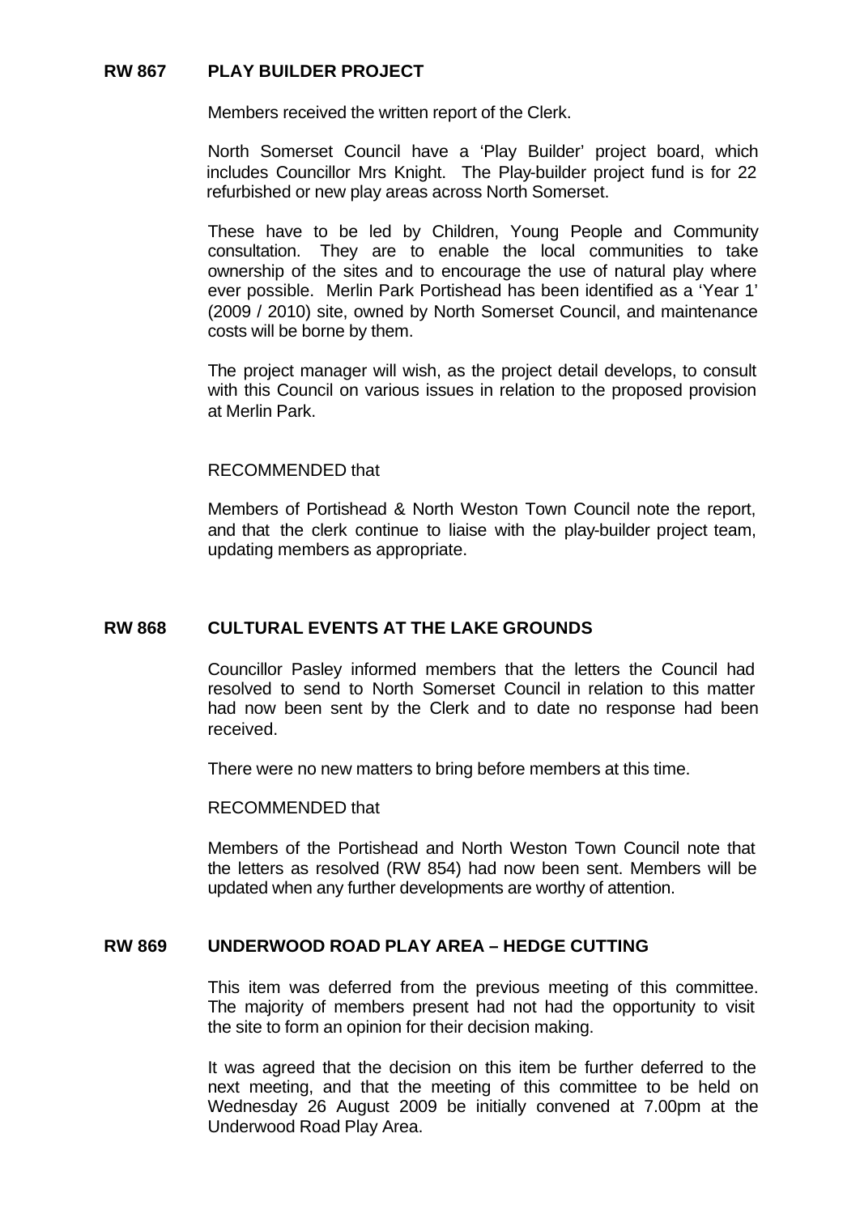**RW 867 PLAY BUILDER PROJECT**

Members received the written report of the Clerk.

North Somerset Council have a 'Play Builder' project board, which includes Councillor Mrs Knight. The Play-builder project fund is for 22 refurbished or new play areas across North Somerset.

These have to be led by Children, Young People and Community consultation. They are to enable the local communities to take ownership of the sites and to encourage the use of natural play where ever possible. Merlin Park Portishead has been identified as a 'Year 1' (2009 / 2010) site, owned by North Somerset Council, and maintenance costs will be borne by them.

The project manager will wish, as the project detail develops, to consult with this Council on various issues in relation to the proposed provision at Merlin Park.

RECOMMENDED that

Members of Portishead & North Weston Town Council note the report, and that the clerk continue to liaise with the play-builder project team, updating members as appropriate.

**RW 868 CULTURAL EVENTS AT THE LAKE GROUNDS**

Councillor Pasley informed members that the letters the Council had resolved to send to North Somerset Council in relation to this matter had now been sent by the Clerk and to date no response had been received.

There were no new matters to bring before members at this time.

RECOMMENDED that

Members of the Portishead and North Weston Town Council note that the letters as resolved (RW 854) had now been sent. Members will be updated when any further developments are worthy of attention.

**RW 869 UNDERWOOD ROAD PLAY AREA – HEDGE CUTTING**

This item was deferred from the previous meeting of this committee. The majority of members present had not had the opportunity to visit the site to form an opinion for their decision making.

It was agreed that the decision on this item be further deferred to the next meeting, and that the meeting of this committee to be held on Wednesday 26 August 2009 be initially convened at 7.00pm at the Underwood Road Play Area.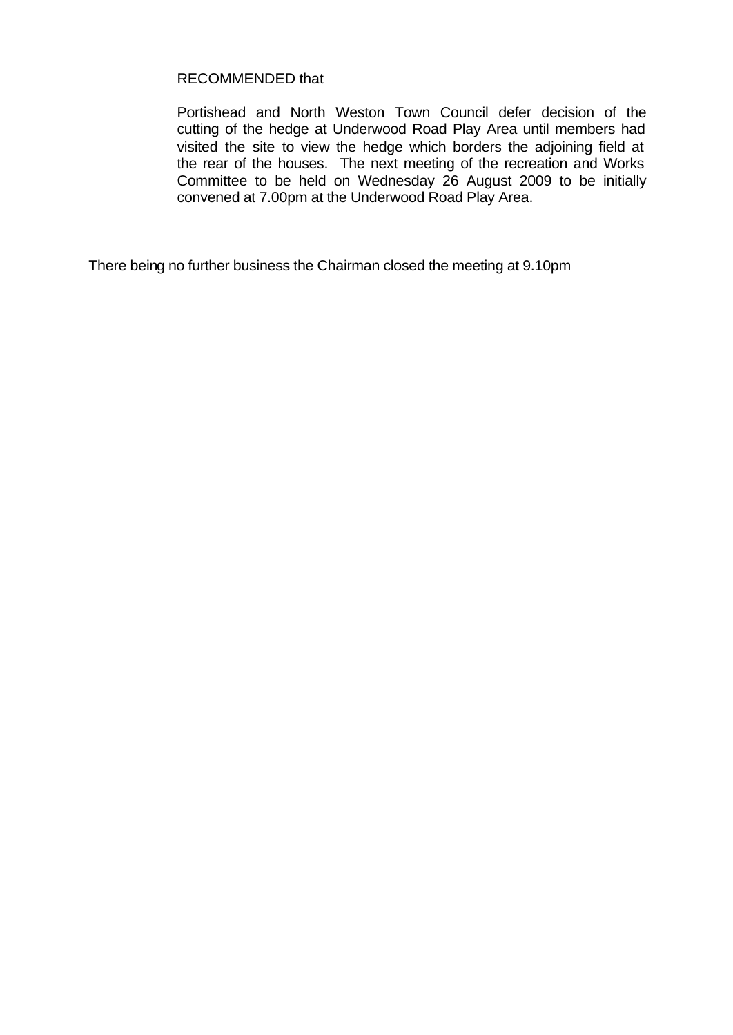RECOMMENDED that

Portishead and North Weston Town Council defer decision of the cutting of the hedge at Underwood Road Play Area until members had visited the site to view the hedge which borders the adjoining field at the rear of the houses. The next meeting of the recreation and Works Committee to be held on Wednesday 26 August 2009 to be initially convened at 7.00pm at the Underwood Road Play Area.

There being no further business the Chairman closed the meeting at 9.10pm